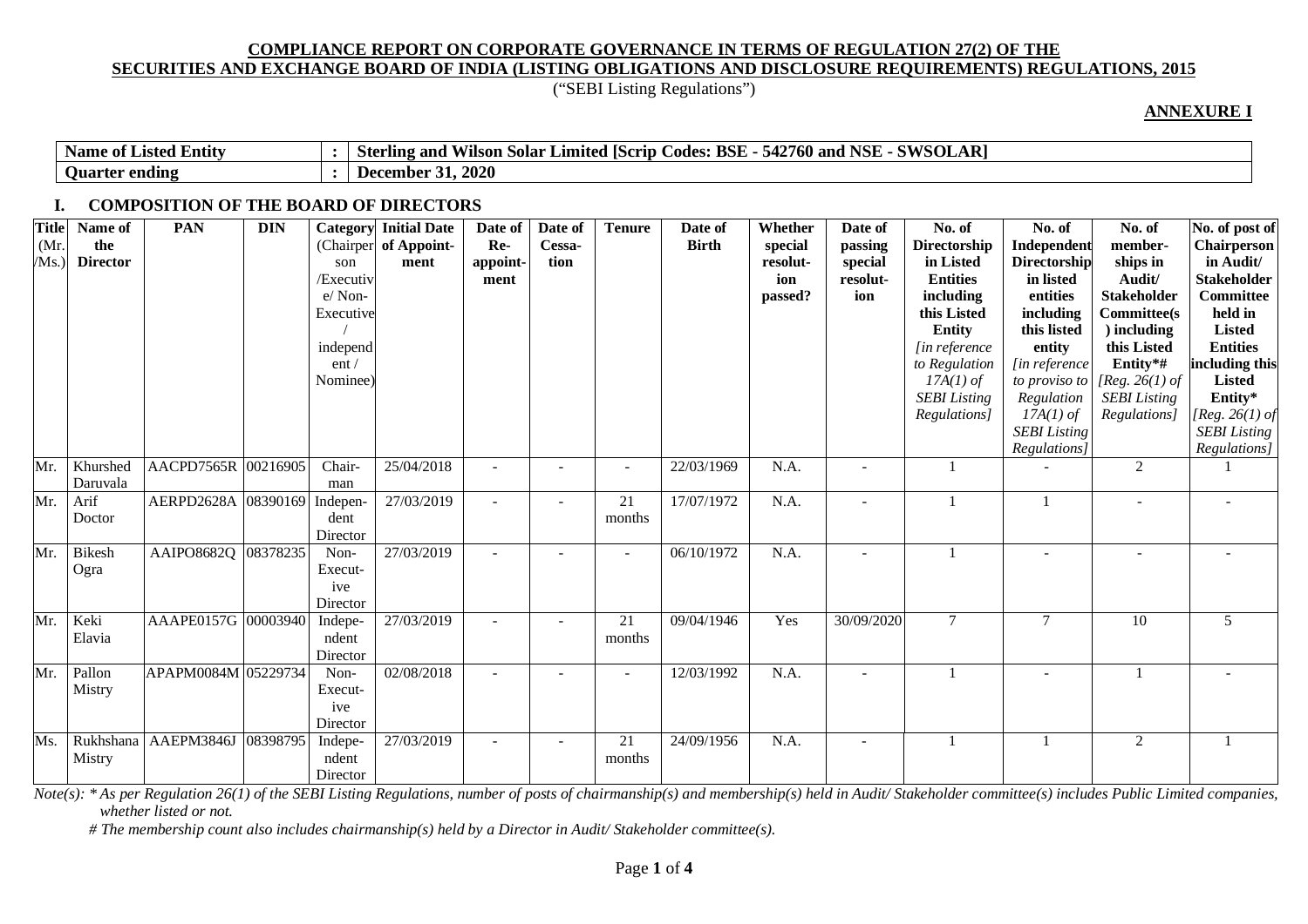**COMPLIANCE REPORT ON CORPORATE GOVERNANCE IN TERMS OF REGULATION 27(2) OF THE SECURITIES AND EXCHANGE BOARD OF INDIA (LISTING OBLIGATIONS AND DISCLOSURE REQUIREMENTS) REGULATIONS, 2015**

("SEBI Listing Regulations")

**ANNEXURE I**

| | | |
|---|---|---|
| **Name of Listed Entity** | **:** | **Sterling and Wilson Solar Limited [Scrip Codes: BSE - 542760 and NSE - SWSOLAR]** |
| **Quarter ending** | **:** | **December 31, 2020** |

## I. COMPOSITION OF THE BOARD OF DIRECTORS

| Title (Mr./Ms.) | Name of the Director | PAN | DIN | Category (Chairperson/Executive/ Non-Executive/ independent / Nominee) | Initial Date of Appointment | Date of Re-appointment | Date of Cessation | Tenure | Date of Birth | Whether special resolution passed? | Date of passing special resolution | No. of Directorship in Listed Entities including this Listed Entity *[in reference to Regulation 17A(1) of SEBI Listing Regulations]* | No. of Independent Directorship in listed entities including this listed entity *[in reference to proviso to Regulation 17A(1) of SEBI Listing Regulations]* | No. of memberships in Audit/ Stakeholder Committee(s) including this Listed Entity*# *[Reg. 26(1) of SEBI Listing Regulations]* | No. of post of Chairperson in Audit/ Stakeholder Committee held in Listed Entities including this Listed Entity* *[Reg. 26(1) of SEBI Listing Regulations]* |
|---|---|---|---|---|---|---|---|---|---|---|---|---|---|---|---|
| Mr. | Khurshed Daruvala | AACPD7565R | 00216905 | Chairman | 25/04/2018 | - | - | - | 22/03/1969 | N.A. | - | 1 | - | 2 | 1 |
| Mr. | Arif Doctor | AERPD2628A | 08390169 | Independent Director | 27/03/2019 | - | - | 21 months | 17/07/1972 | N.A. | - | 1 | 1 | - | - |
| Mr. | Bikesh Ogra | AAIPO8682Q | 08378235 | Non-Executive Director | 27/03/2019 | - | - | - | 06/10/1972 | N.A. | - | 1 | - | - | - |
| Mr. | Keki Elavia | AAAPE0157G | 00003940 | Independent Director | 27/03/2019 | - | - | 21 months | 09/04/1946 | Yes | 30/09/2020 | 7 | 7 | 10 | 5 |
| Mr. | Pallon Mistry | APAPM0084M | 05229734 | Non-Executive Director | 02/08/2018 | - | - | - | 12/03/1992 | N.A. | - | 1 | - | 1 | - |
| Ms. | Rukhshana Mistry | AAEPM3846J | 08398795 | Independent Director | 27/03/2019 | - | - | 21 months | 24/09/1956 | N.A. | - | 1 | 1 | 2 | 1 |

*Note(s): \* As per Regulation 26(1) of the SEBI Listing Regulations, number of posts of chairmanship(s) and membership(s) held in Audit/ Stakeholder committee(s) includes Public Limited companies, whether listed or not.*

*# The membership count also includes chairmanship(s) held by a Director in Audit/ Stakeholder committee(s).*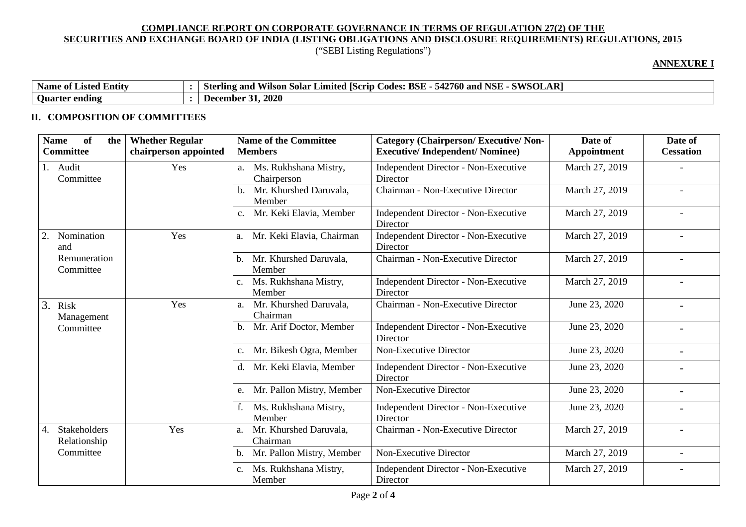**COMPLIANCE REPORT ON CORPORATE GOVERNANCE IN TERMS OF REGULATION 27(2) OF THE SECURITIES AND EXCHANGE BOARD OF INDIA (LISTING OBLIGATIONS AND DISCLOSURE REQUIREMENTS) REGULATIONS, 2015**

("SEBI Listing Regulations")

**ANNEXURE I**

| | | |
|---|---|---|
| **Name of Listed Entity** | **:** | **Sterling and Wilson Solar Limited [Scrip Codes: BSE - 542760 and NSE - SWSOLAR]** |
| **Quarter ending** | **:** | **December 31, 2020** |

## II. COMPOSITION OF COMMITTEES

| Name of the Committee | Whether Regular chairperson appointed | Name of the Committee Members | Category (Chairperson/ Executive/ Non-Executive/ Independent/ Nominee) | Date of Appointment | Date of Cessation |
|---|---|---|---|---|---|
| 1. Audit Committee | Yes | a. Ms. Rukhshana Mistry, Chairperson | Independent Director - Non-Executive Director | March 27, 2019 | - |
| | | b. Mr. Khurshed Daruvala, Member | Chairman - Non-Executive Director | March 27, 2019 | - |
| | | c. Mr. Keki Elavia, Member | Independent Director - Non-Executive Director | March 27, 2019 | - |
| 2. Nomination and Remuneration Committee | Yes | a. Mr. Keki Elavia, Chairman | Independent Director - Non-Executive Director | March 27, 2019 | - |
| | | b. Mr. Khurshed Daruvala, Member | Chairman - Non-Executive Director | March 27, 2019 | - |
| | | c. Ms. Rukhshana Mistry, Member | Independent Director - Non-Executive Director | March 27, 2019 | - |
| 3. Risk Management Committee | Yes | a. Mr. Khurshed Daruvala, Chairman | Chairman - Non-Executive Director | June 23, 2020 | - |
| | | b. Mr. Arif Doctor, Member | Independent Director - Non-Executive Director | June 23, 2020 | - |
| | | c. Mr. Bikesh Ogra, Member | Non-Executive Director | June 23, 2020 | - |
| | | d. Mr. Keki Elavia, Member | Independent Director - Non-Executive Director | June 23, 2020 | - |
| | | e. Mr. Pallon Mistry, Member | Non-Executive Director | June 23, 2020 | - |
| | | f. Ms. Rukhshana Mistry, Member | Independent Director - Non-Executive Director | June 23, 2020 | - |
| 4. Stakeholders Relationship Committee | Yes | a. Mr. Khurshed Daruvala, Chairman | Chairman - Non-Executive Director | March 27, 2019 | - |
| | | b. Mr. Pallon Mistry, Member | Non-Executive Director | March 27, 2019 | - |
| | | c. Ms. Rukhshana Mistry, Member | Independent Director - Non-Executive Director | March 27, 2019 | - |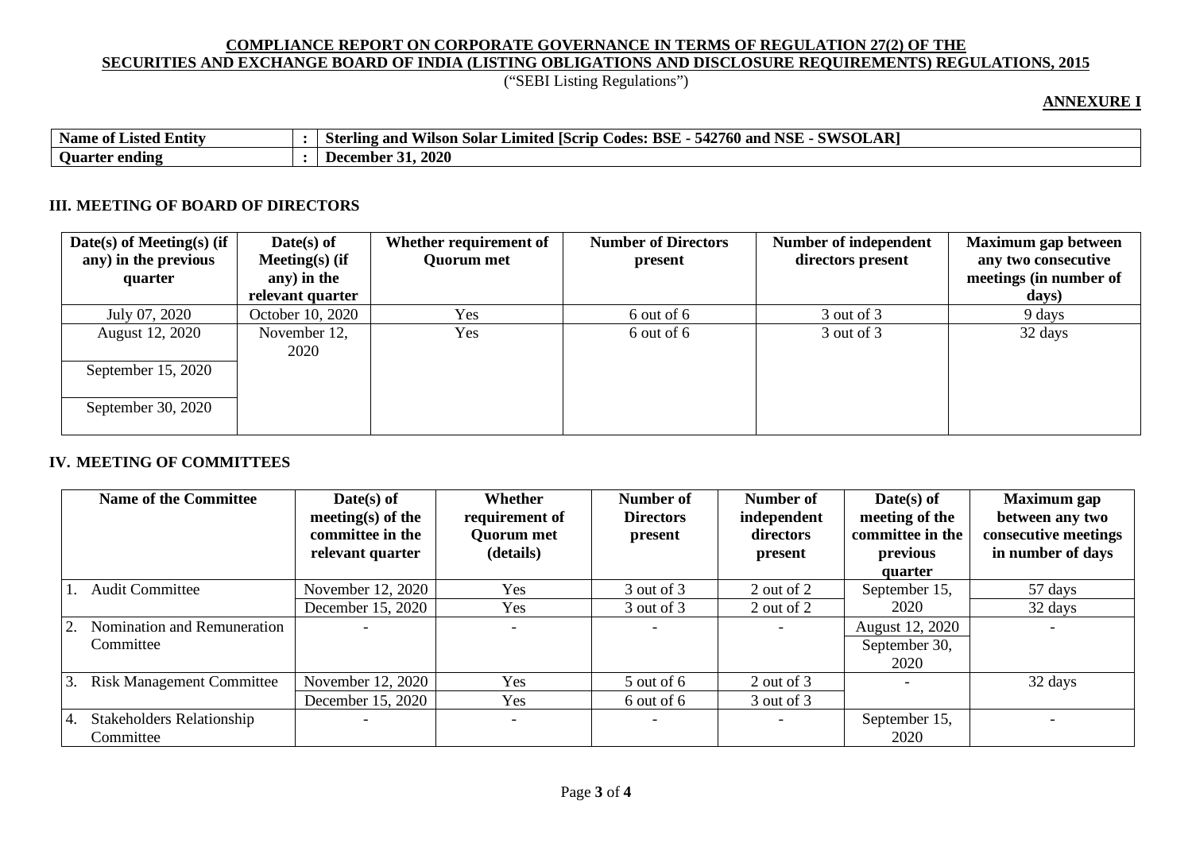**COMPLIANCE REPORT ON CORPORATE GOVERNANCE IN TERMS OF REGULATION 27(2) OF THE SECURITIES AND EXCHANGE BOARD OF INDIA (LISTING OBLIGATIONS AND DISCLOSURE REQUIREMENTS) REGULATIONS, 2015**

("SEBI Listing Regulations")

**ANNEXURE I**

| | | |
|---|---|---|
| **Name of Listed Entity** | **:** | **Sterling and Wilson Solar Limited [Scrip Codes: BSE - 542760 and NSE - SWSOLAR]** |
| **Quarter ending** | **:** | **December 31, 2020** |

### III. MEETING OF BOARD OF DIRECTORS

| Date(s) of Meeting(s) (if any) in the previous quarter | Date(s) of Meeting(s) (if any) in the relevant quarter | Whether requirement of Quorum met | Number of Directors present | Number of independent directors present | Maximum gap between any two consecutive meetings (in number of days) |
|---|---|---|---|---|---|
| July 07, 2020 | October 10, 2020 | Yes | 6 out of 6 | 3 out of 3 | 9 days |
| August 12, 2020<br>September 15, 2020<br>September 30, 2020 | November 12, 2020 | Yes | 6 out of 6 | 3 out of 3 | 32 days |

### IV. MEETING OF COMMITTEES

| Name of the Committee | Date(s) of meeting(s) of the committee in the relevant quarter | Whether requirement of Quorum met (details) | Number of Directors present | Number of independent directors present | Date(s) of meeting of the committee in the previous quarter | Maximum gap between any two consecutive meetings in number of days |
|---|---|---|---|---|---|---|
| 1. Audit Committee | November 12, 2020 | Yes | 3 out of 3 | 2 out of 2 | September 15, 2020 | 57 days |
| | December 15, 2020 | Yes | 3 out of 3 | 2 out of 2 | | 32 days |
| 2. Nomination and Remuneration Committee | - | - | - | - | August 12, 2020<br>September 30, 2020 | - |
| 3. Risk Management Committee | November 12, 2020 | Yes | 5 out of 6 | 2 out of 3 | - | 32 days |
| | December 15, 2020 | Yes | 6 out of 6 | 3 out of 3 | | |
| 4. Stakeholders Relationship Committee | - | - | - | - | September 15, 2020 | - |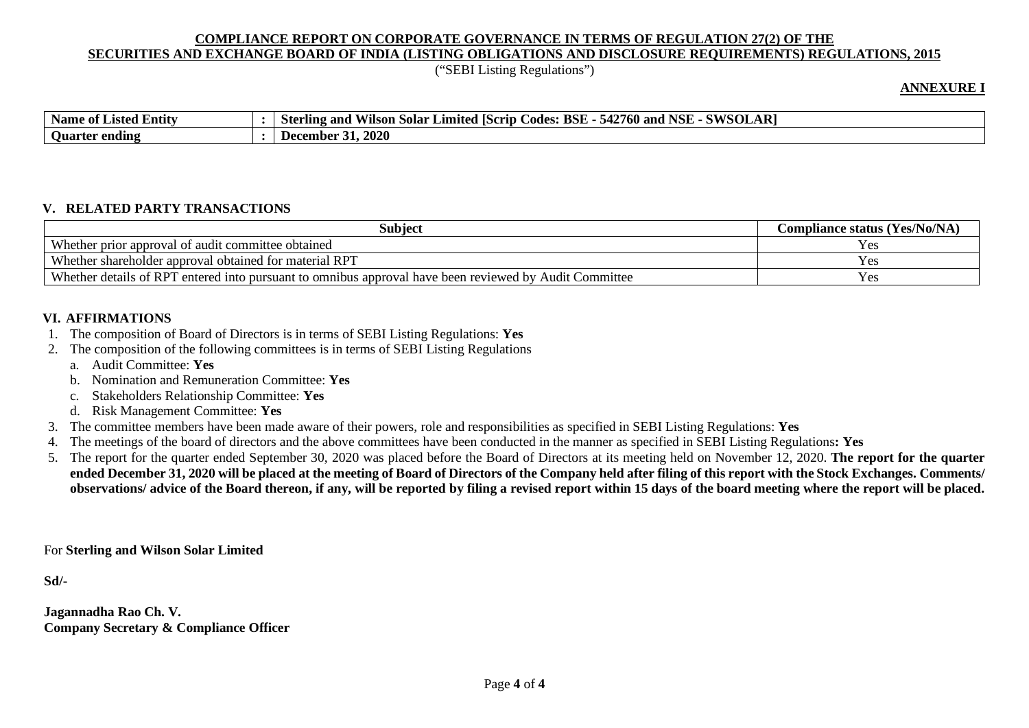**COMPLIANCE REPORT ON CORPORATE GOVERNANCE IN TERMS OF REGULATION 27(2) OF THE SECURITIES AND EXCHANGE BOARD OF INDIA (LISTING OBLIGATIONS AND DISCLOSURE REQUIREMENTS) REGULATIONS, 2015**

("SEBI Listing Regulations")

**ANNEXURE I**

| | | |
|---|---|---|
| **Name of Listed Entity** | **:** | **Sterling and Wilson Solar Limited [Scrip Codes: BSE - 542760 and NSE - SWSOLAR]** |
| **Quarter ending** | **:** | **December 31, 2020** |

### V. RELATED PARTY TRANSACTIONS

| Subject | Compliance status (Yes/No/NA) |
|---|---|
| Whether prior approval of audit committee obtained | Yes |
| Whether shareholder approval obtained for material RPT | Yes |
| Whether details of RPT entered into pursuant to omnibus approval have been reviewed by Audit Committee | Yes |

### VI. AFFIRMATIONS

1. The composition of Board of Directors is in terms of SEBI Listing Regulations: **Yes**
2. The composition of the following committees is in terms of SEBI Listing Regulations
   a. Audit Committee: **Yes**
   b. Nomination and Remuneration Committee: **Yes**
   c. Stakeholders Relationship Committee: **Yes**
   d. Risk Management Committee: **Yes**
3. The committee members have been made aware of their powers, role and responsibilities as specified in SEBI Listing Regulations: **Yes**
4. The meetings of the board of directors and the above committees have been conducted in the manner as specified in SEBI Listing Regulations**: Yes**
5. The report for the quarter ended September 30, 2020 was placed before the Board of Directors at its meeting held on November 12, 2020. **The report for the quarter ended December 31, 2020 will be placed at the meeting of Board of Directors of the Company held after filing of this report with the Stock Exchanges. Comments/ observations/ advice of the Board thereon, if any, will be reported by filing a revised report within 15 days of the board meeting where the report will be placed.**

For **Sterling and Wilson Solar Limited**

**Sd/-**

**Jagannadha Rao Ch. V.**
**Company Secretary & Compliance Officer**